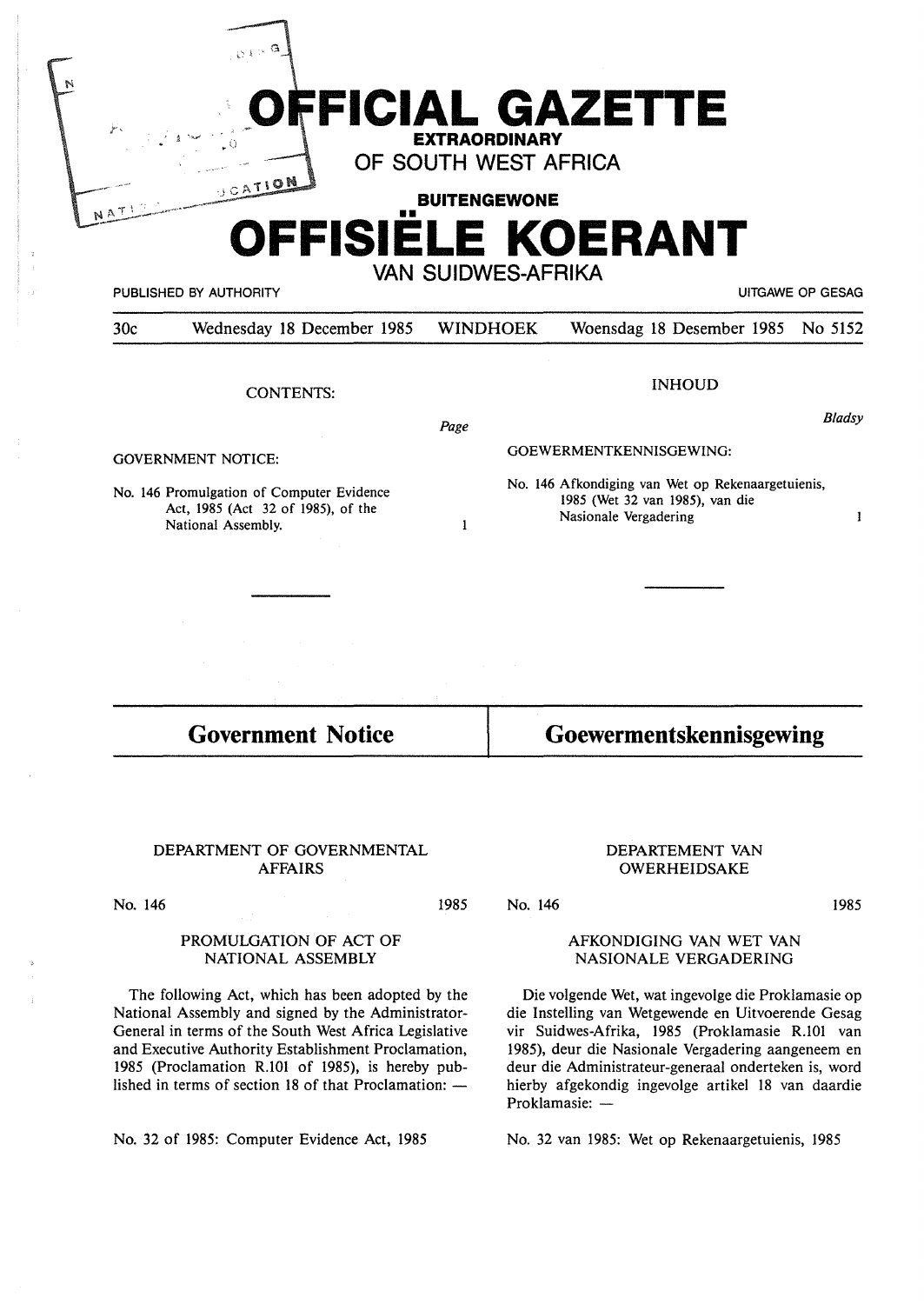# OFFICIAL GAZETTE EXTRAORDINARY OF SOUTH WEST AFRICA

# BUITENGEWONE OFFISIËLE KOERANT VAN SUIDWES-AFRIKA

PUBLISHED BY AUTHORITY — UITGAWE OP GESAG

30c — Wednesday 18 December 1985 — WINDHOEK — Woensdag 18 Desember 1985 — No 5152

CONTENTS:

| | Page |
|---|---|
| GOVERNMENT NOTICE: | |
| No. 146 Promulgation of Computer Evidence Act, 1985 (Act 32 of 1985), of the National Assembly. | 1 |

INHOUD

| | Bladsy |
|---|---|
| GOEWERMENTKENNISGEWING: | |
| No. 146 Afkondiging van Wet op Rekenaargetuienis, 1985 (Wet 32 van 1985), van die Nasionale Vergadering | 1 |

## Government Notice

DEPARTMENT OF GOVERNMENTAL AFFAIRS

No. 146 — 1985

PROMULGATION OF ACT OF NATIONAL ASSEMBLY

The following Act, which has been adopted by the National Assembly and signed by the Administrator-General in terms of the South West Africa Legislative and Executive Authority Establishment Proclamation, 1985 (Proclamation R.101 of 1985), is hereby published in terms of section 18 of that Proclamation: —

No. 32 of 1985: Computer Evidence Act, 1985

## Goewermentskennisgewing

DEPARTEMENT VAN OWERHEIDSAKE

No. 146 — 1985

AFKONDIGING VAN WET VAN NASIONALE VERGADERING

Die volgende Wet, wat ingevolge die Proklamasie op die Instelling van Wetgewende en Uitvoerende Gesag vir Suidwes-Afrika, 1985 (Proklamasie R.101 van 1985), deur die Nasionale Vergadering aangeneem en deur die Administrateur-generaal onderteken is, word hierby afgekondig ingevolge artikel 18 van daardie Proklamasie: —

No. 32 van 1985: Wet op Rekenaargetuienis, 1985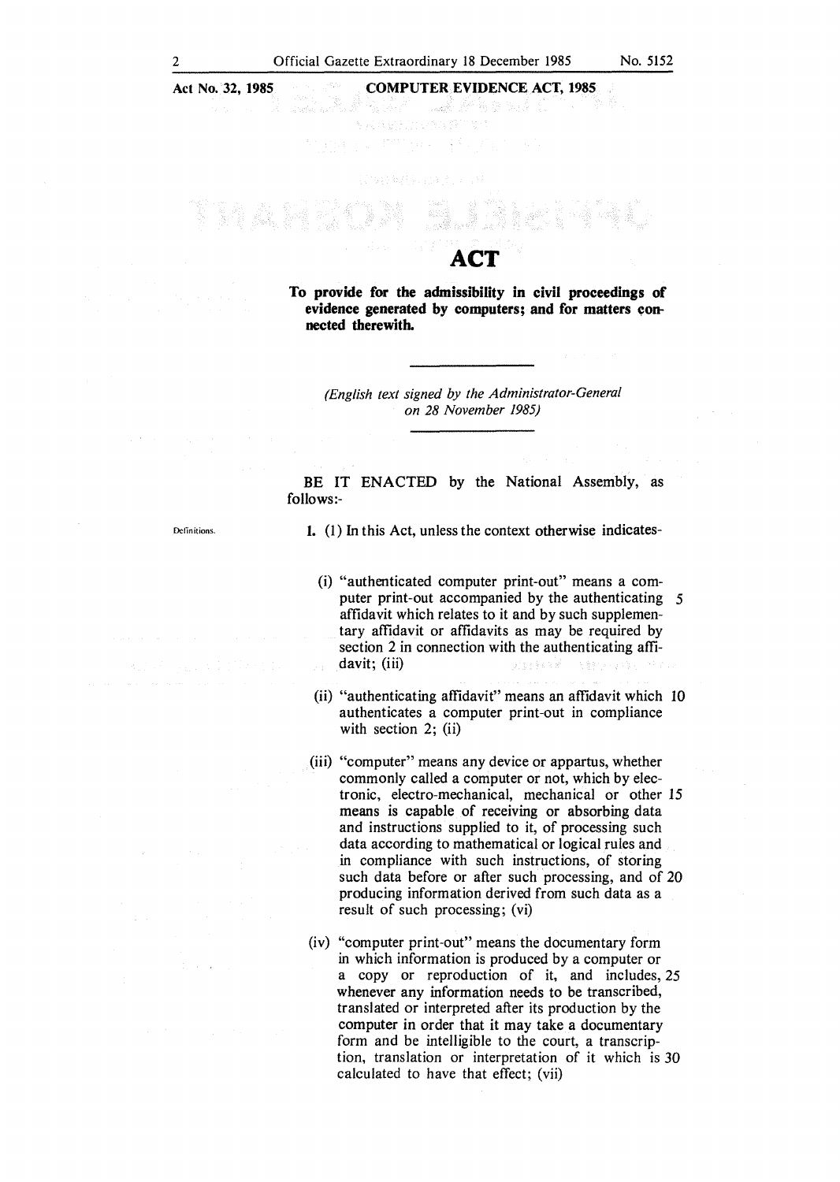**Act No. 32, 1985** **COMPUTER EVIDENCE ACT, 1985**

# ACT

**To provide for the admissibility in civil proceedings of evidence generated by computers; and for matters connected therewith.**

*(English text signed by the Administrator-General on 28 November 1985)*

BE IT ENACTED by the National Assembly, as follows:-

Definitions.

**1.** (1) In this Act, unless the context otherwise indicates-

(i) "authenticated computer print-out" means a computer print-out accompanied by the authenticating affidavit which relates to it and by such supplementary affidavit or affidavits as may be required by section 2 in connection with the authenticating affidavit; (iii)

(ii) "authenticating affidavit" means an affidavit which authenticates a computer print-out in compliance with section 2; (ii)

(iii) "computer" means any device or appartus, whether commonly called a computer or not, which by electronic, electro-mechanical, mechanical or other means is capable of receiving or absorbing data and instructions supplied to it, of processing such data according to mathematical or logical rules and in compliance with such instructions, of storing such data before or after such processing, and of producing information derived from such data as a result of such processing; (vi)

(iv) "computer print-out" means the documentary form in which information is produced by a computer or a copy or reproduction of it, and includes, whenever any information needs to be transcribed, translated or interpreted after its production by the computer in order that it may take a documentary form and be intelligible to the court, a transcription, translation or interpretation of it which is calculated to have that effect; (vii)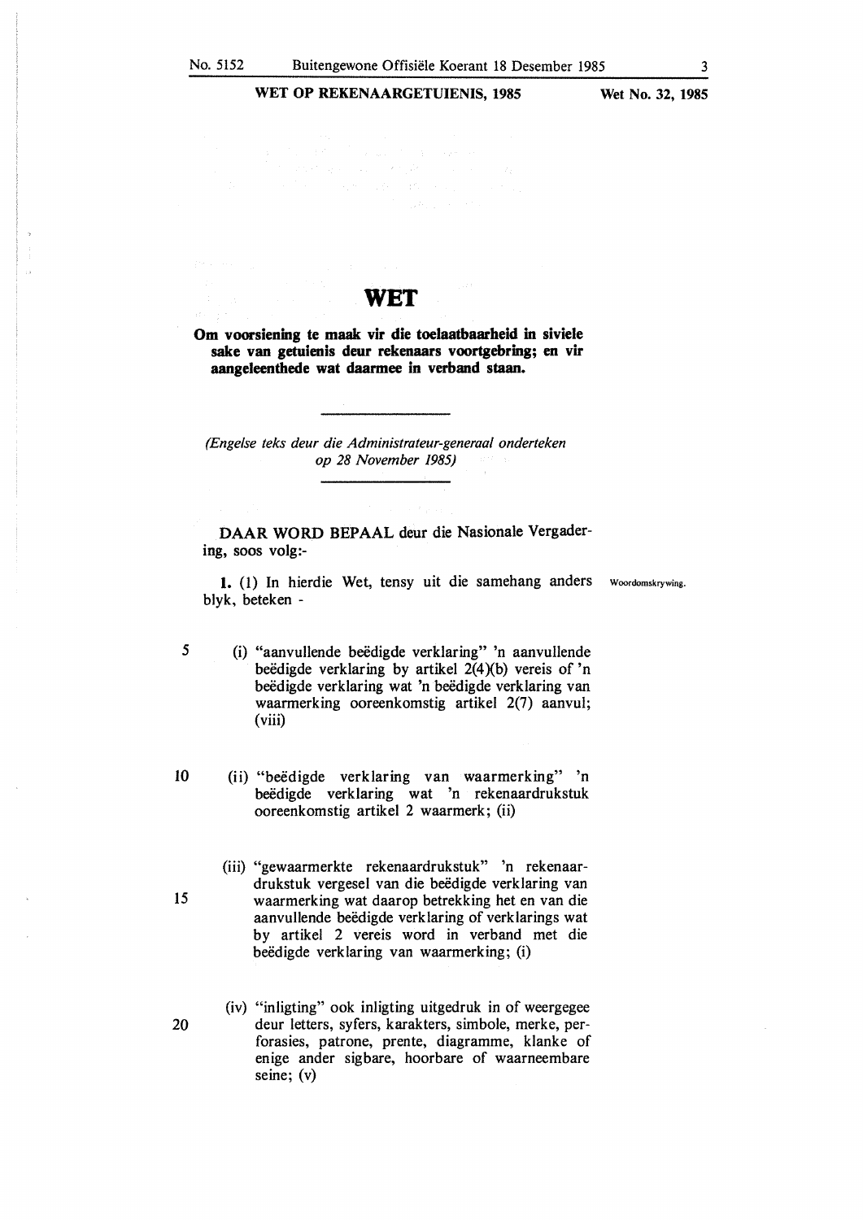# WET

**Om voorsiening te maak vir die toelaatbaarheid in siviele sake van getuienis deur rekenaars voortgebring; en vir aangeleenthede wat daarmee in verband staan.**

*(Engelse teks deur die Administrateur-generaal onderteken op 28 November 1985)*

DAAR WORD BEPAAL deur die Nasionale Vergadering, soos volg:-

Woordomskrywing.

**1.** (1) In hierdie Wet, tensy uit die samehang anders blyk, beteken -

(i) "aanvullende beëdigde verklaring" 'n aanvullende beëdigde verklaring by artikel 2(4)(b) vereis of 'n beëdigde verklaring wat 'n beëdigde verklaring van waarmerking ooreenkomstig artikel 2(7) aanvul; (viii)

(ii) "beëdigde verklaring van waarmerking" 'n beëdigde verklaring wat 'n rekenaardrukstuk ooreenkomstig artikel 2 waarmerk; (ii)

(iii) "gewaarmerkte rekenaardrukstuk" 'n rekenaardrukstuk vergesel van die beëdigde verklaring van waarmerking wat daarop betrekking het en van die aanvullende beëdigde verklaring of verklarings wat by artikel 2 vereis word in verband met die beëdigde verklaring van waarmerking; (i)

(iv) "inligting" ook inligting uitgedruk in of weergegee deur letters, syfers, karakters, simbole, merke, perforasies, patrone, prente, diagramme, klanke of enige ander sigbare, hoorbare of waarneembare seine; (v)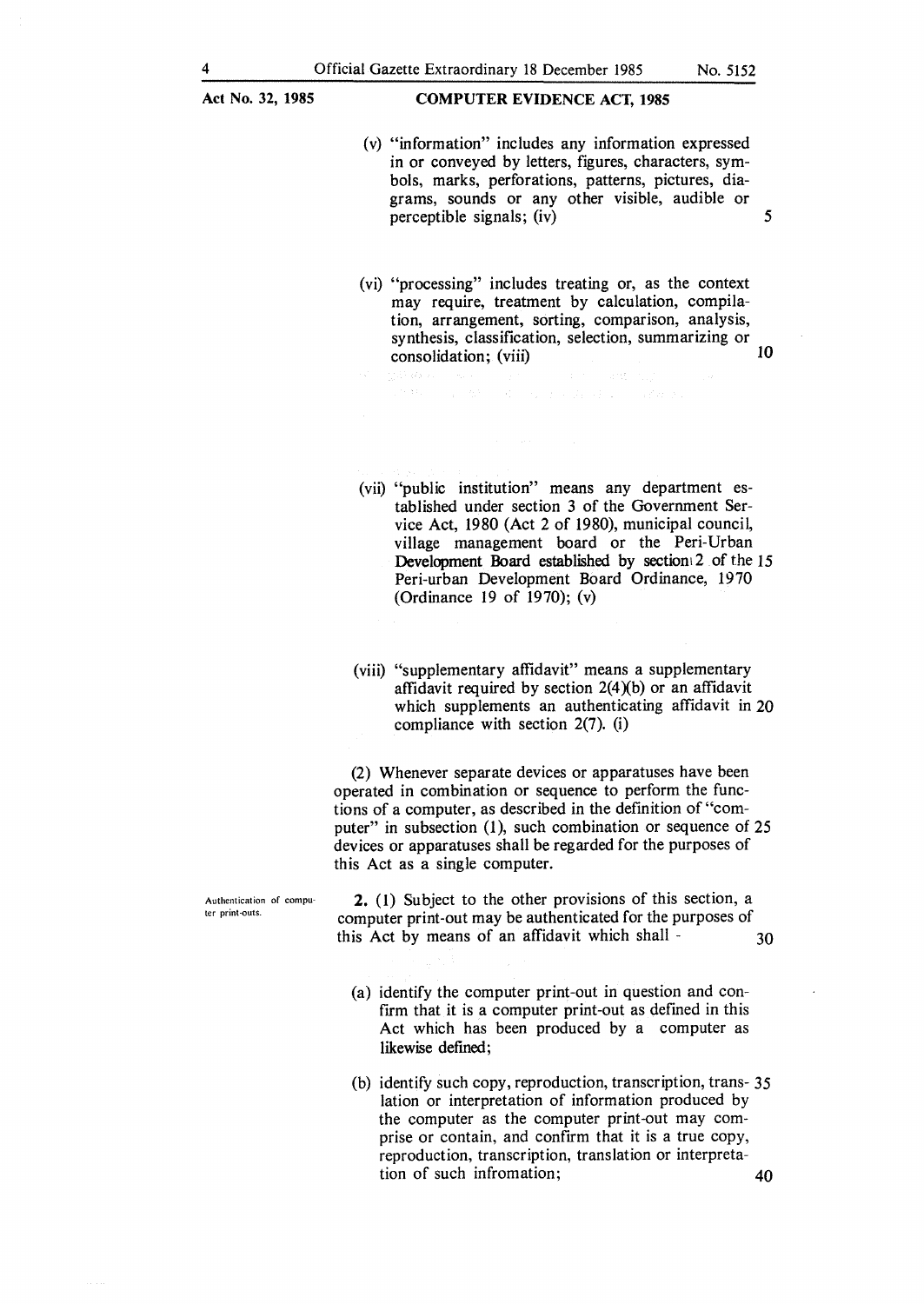(v) "information" includes any information expressed in or conveyed by letters, figures, characters, symbols, marks, perforations, patterns, pictures, diagrams, sounds or any other visible, audible or perceptible signals; (iv)

(vi) "processing" includes treating or, as the context may require, treatment by calculation, compilation, arrangement, sorting, comparison, analysis, synthesis, classification, selection, summarizing or consolidation; (viii)

(vii) "public institution" means any department established under section 3 of the Government Service Act, 1980 (Act 2 of 1980), municipal council, village management board or the Peri-Urban Development Board established by section 2 of the Peri-urban Development Board Ordinance, 1970 (Ordinance 19 of 1970); (v)

(viii) "supplementary affidavit" means a supplementary affidavit required by section 2(4)(b) or an affidavit which supplements an authenticating affidavit in compliance with section 2(7). (i)

(2) Whenever separate devices or apparatuses have been operated in combination or sequence to perform the functions of a computer, as described in the definition of "computer" in subsection (1), such combination or sequence of devices or apparatuses shall be regarded for the purposes of this Act as a single computer.

*Authentication of computer print-outs.*

**2.** (1) Subject to the other provisions of this section, a computer print-out may be authenticated for the purposes of this Act by means of an affidavit which shall -

(a) identify the computer print-out in question and confirm that it is a computer print-out as defined in this Act which has been produced by a computer as likewise defined;

(b) identify such copy, reproduction, transcription, translation or interpretation of information produced by the computer as the computer print-out may comprise or contain, and confirm that it is a true copy, reproduction, transcription, translation or interpretation of such infromation;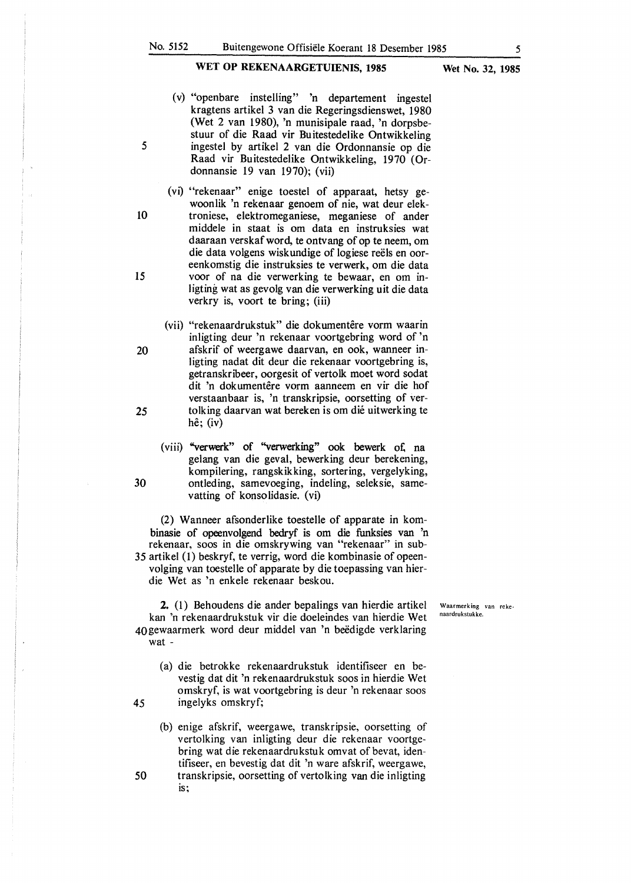(v) "openbare instelling" 'n departement ingestel kragtens artikel 3 van die Regeringsdienswet, 1980 (Wet 2 van 1980), 'n munisipale raad, 'n dorpsbestuur of die Raad vir Buitestedelike Ontwikkeling ingestel by artikel 2 van die Ordonnansie op die Raad vir Buitestedelike Ontwikkeling, 1970 (Ordonnansie 19 van 1970); (vii)

(vi) "rekenaar" enige toestel of apparaat, hetsy gewoonlik 'n rekenaar genoem of nie, wat deur elektroniese, elektromeganiese, meganiese of ander middele in staat is om data en instruksies wat daaraan verskaf word, te ontvang of op te neem, om die data volgens wiskundige of logiese reëls en ooreenkomstig die instruksies te verwerk, om die data voor of na die verwerking te bewaar, en om inligting wat as gevolg van die verwerking uit die data verkry is, voort te bring; (iii)

(vii) "rekenaardrukstuk" die dokumentêre vorm waarin inligting deur 'n rekenaar voortgebring word of 'n afskrif of weergawe daarvan, en ook, wanneer inligting nadat dit deur die rekenaar voortgebring is, getranskribeer, oorgesit of vertolk moet word sodat dit 'n dokumentêre vorm aanneem en vir die hof verstaanbaar is, 'n transkripsie, oorsetting of vertolking daarvan wat bereken is om dié uitwerking te hê; (iv)

(viii) "verwerk" of "verwerking" ook bewerk of, na gelang van die geval, bewerking deur berekening, kompilering, rangskikking, sortering, vergelyking, ontleding, samevoeging, indeling, seleksie, samevatting of konsolidasie. (vi)

(2) Wanneer afsonderlike toestelle of apparate in kombinasie of opeenvolgend bedryf is om die funksies van 'n rekenaar, soos in die omskrywing van "rekenaar" in subartikel (1) beskryf, te verrig, word die kombinasie of opeenvolging van toestelle of apparate by die toepassing van hierdie Wet as 'n enkele rekenaar beskou.

*Waarmerking van rekenaardrukstukke.*

**2.** (1) Behoudens die ander bepalings van hierdie artikel kan 'n rekenaardrukstuk vir die doeleindes van hierdie Wet gewaarmerk word deur middel van 'n beëdigde verklaring wat -

(a) die betrokke rekenaardrukstuk identifiseer en bevestig dat dit 'n rekenaardrukstuk soos in hierdie Wet omskryf, is wat voortgebring is deur 'n rekenaar soos ingelyks omskryf;

(b) enige afskrif, weergawe, transkripsie, oorsetting of vertolking van inligting deur die rekenaar voortgebring wat die rekenaardrukstuk omvat of bevat, identifiseer, en bevestig dat dit 'n ware afskrif, weergawe, transkripsie, oorsetting of vertolking van die inligting is;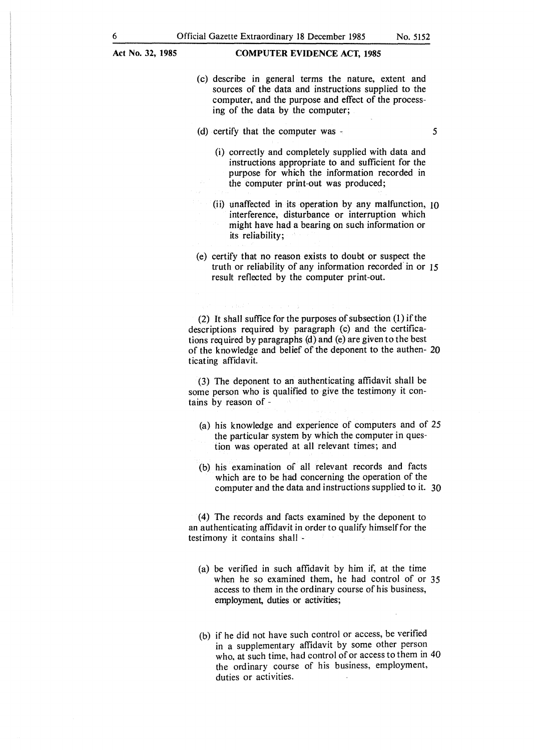(c) describe in general terms the nature, extent and sources of the data and instructions supplied to the computer, and the purpose and effect of the processing of the data by the computer;

(d) certify that the computer was -

(i) correctly and completely supplied with data and instructions appropriate to and sufficient for the purpose for which the information recorded in the computer print-out was produced;

(ii) unaffected in its operation by any malfunction, interference, disturbance or interruption which might have had a bearing on such information or its reliability;

(e) certify that no reason exists to doubt or suspect the truth or reliability of any information recorded in or result reflected by the computer print-out.

(2) It shall suffice for the purposes of subsection (1) if the descriptions required by paragraph (c) and the certifications required by paragraphs (d) and (e) are given to the best of the knowledge and belief of the deponent to the authenticating affidavit.

(3) The deponent to an authenticating affidavit shall be some person who is qualified to give the testimony it contains by reason of -

(a) his knowledge and experience of computers and of the particular system by which the computer in question was operated at all relevant times; and

(b) his examination of all relevant records and facts which are to be had concerning the operation of the computer and the data and instructions supplied to it.

(4) The records and facts examined by the deponent to an authenticating affidavit in order to qualify himself for the testimony it contains shall -

(a) be verified in such affidavit by him if, at the time when he so examined them, he had control of or access to them in the ordinary course of his business, employment, duties or activities;

(b) if he did not have such control or access, be verified in a supplementary affidavit by some other person who, at such time, had control of or access to them in the ordinary course of his business, employment, duties or activities.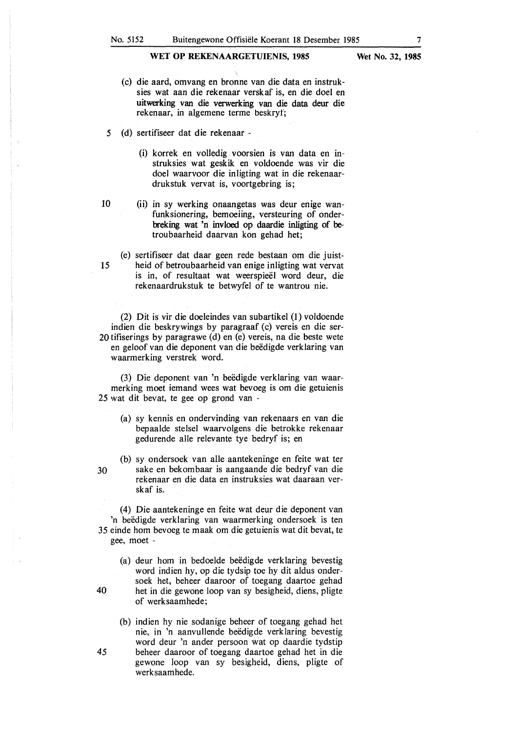(c) die aard, omvang en bronne van die data en instruksies wat aan die rekenaar verskaf is, en die doel en uitwerking van die verwerking van die data deur die rekenaar, in algemene terme beskryf;

(d) sertifiseer dat die rekenaar -

(i) korrek en volledig voorsien is van data en instruksies wat geskik en voldoende was vir die doel waarvoor die inligting wat in die rekenaardrukstuk vervat is, voortgebring is;

(ii) in sy werking onaangetas was deur enige wanfunksionering, bemoeiing, versteuring of onderbreking wat 'n invloed op daardie inligting of betroubaarheid daarvan kon gehad het;

(e) sertifiseer dat daar geen rede bestaan om die juistheid of betroubaarheid van enige inligting wat vervat is in, of resultaat wat weerspieël word deur, die rekenaardrukstuk te betwyfel of te wantrou nie.

(2) Dit is vir die doeleindes van subartikel (1) voldoende indien die beskrywings by paragraaf (c) vereis en die sertifiserings by paragrawe (d) en (e) vereis, na die beste wete en geloof van die deponent van die beëdigde verklaring van waarmerking verstrek word.

(3) Die deponent van 'n beëdigde verklaring van waarmerking moet iemand wees wat bevoeg is om die getuienis wat dit bevat, te gee op grond van -

(a) sy kennis en ondervinding van rekenaars en van die bepaalde stelsel waarvolgens die betrokke rekenaar gedurende alle relevante tye bedryf is; en

(b) sy ondersoek van alle aantekeninge en feite wat ter sake en bekombaar is aangaande die bedryf van die rekenaar en die data en instruksies wat daaraan verskaf is.

(4) Die aantekeninge en feite wat deur die deponent van 'n beëdigde verklaring van waarmerking ondersoek is ten einde hom bevoeg te maak om die getuienis wat dit bevat, te gee, moet -

(a) deur hom in bedoelde beëdigde verklaring bevestig word indien hy, op die tydsip toe hy dit aldus ondersoek het, beheer daaroor of toegang daartoe gehad het in die gewone loop van sy besigheid, diens, pligte of werksaamhede;

(b) indien hy nie sodanige beheer of toegang gehad het nie, in 'n aanvullende beëdigde verklaring bevestig word deur 'n ander persoon wat op daardie tydstip beheer daaroor of toegang daartoe gehad het in die gewone loop van sy besigheid, diens, pligte of werksaamhede.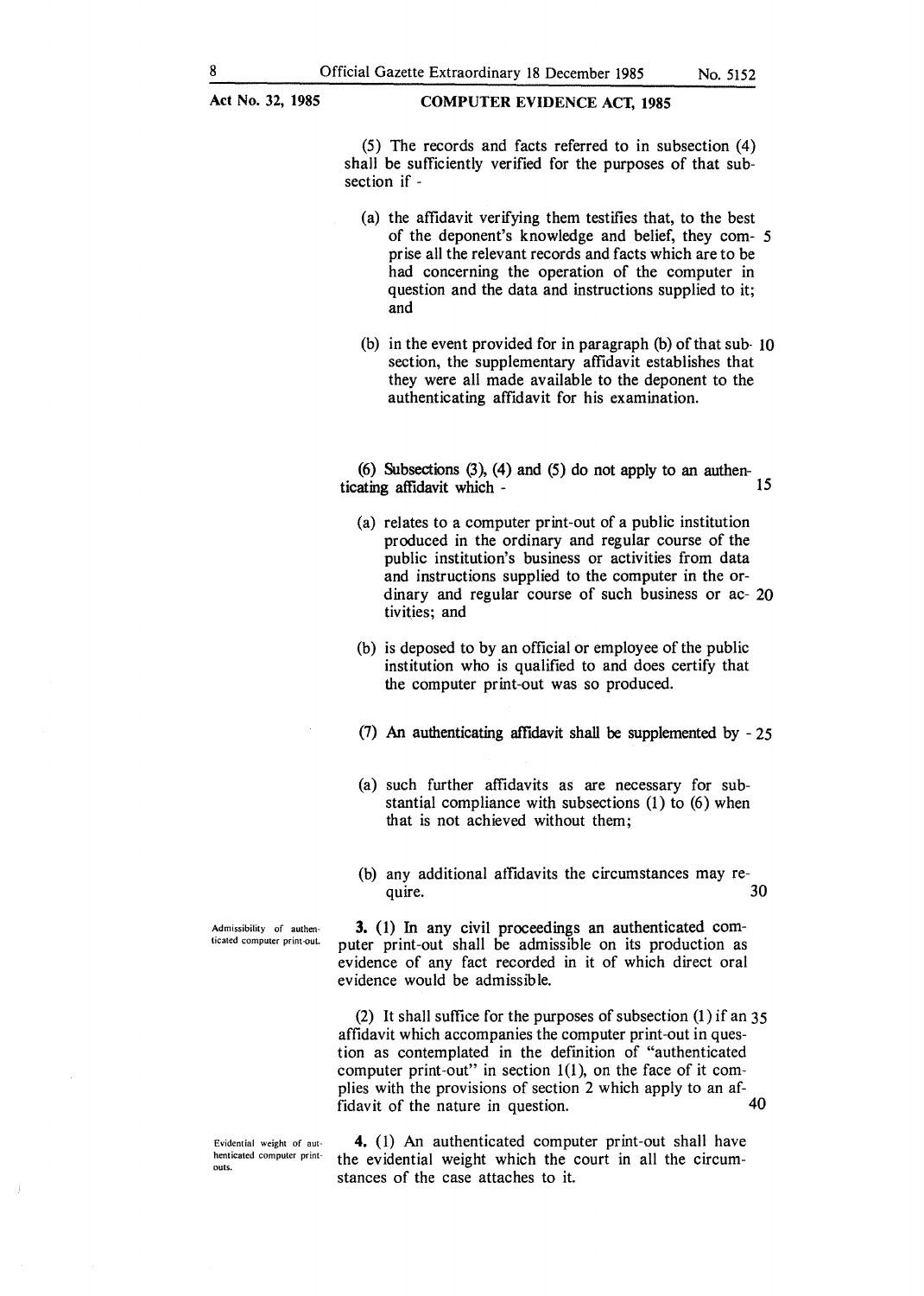(5) The records and facts referred to in subsection (4) shall be sufficiently verified for the purposes of that subsection if -

(a) the affidavit verifying them testifies that, to the best of the deponent's knowledge and belief, they comprise all the relevant records and facts which are to be had concerning the operation of the computer in question and the data and instructions supplied to it; and

(b) in the event provided for in paragraph (b) of that subsection, the supplementary affidavit establishes that they were all made available to the deponent to the authenticating affidavit for his examination.

(6) Subsections (3), (4) and (5) do not apply to an authenticating affidavit which -

(a) relates to a computer print-out of a public institution produced in the ordinary and regular course of the public institution's business or activities from data and instructions supplied to the computer in the ordinary and regular course of such business or activities; and

(b) is deposed to by an official or employee of the public institution who is qualified to and does certify that the computer print-out was so produced.

(7) An authenticating affidavit shall be supplemented by -

(a) such further affidavits as are necessary for substantial compliance with subsections (1) to (6) when that is not achieved without them;

(b) any additional affidavits the circumstances may require.

**Admissibility of authenticated computer print-out.**

**3.** (1) In any civil proceedings an authenticated computer print-out shall be admissible on its production as evidence of any fact recorded in it of which direct oral evidence would be admissible.

(2) It shall suffice for the purposes of subsection (1) if an affidavit which accompanies the computer print-out in question as contemplated in the definition of "authenticated computer print-out" in section 1(1), on the face of it complies with the provisions of section 2 which apply to an affidavit of the nature in question.

**Evidential weight of authenticated computer print-outs.**

**4.** (1) An authenticated computer print-out shall have the evidential weight which the court in all the circumstances of the case attaches to it.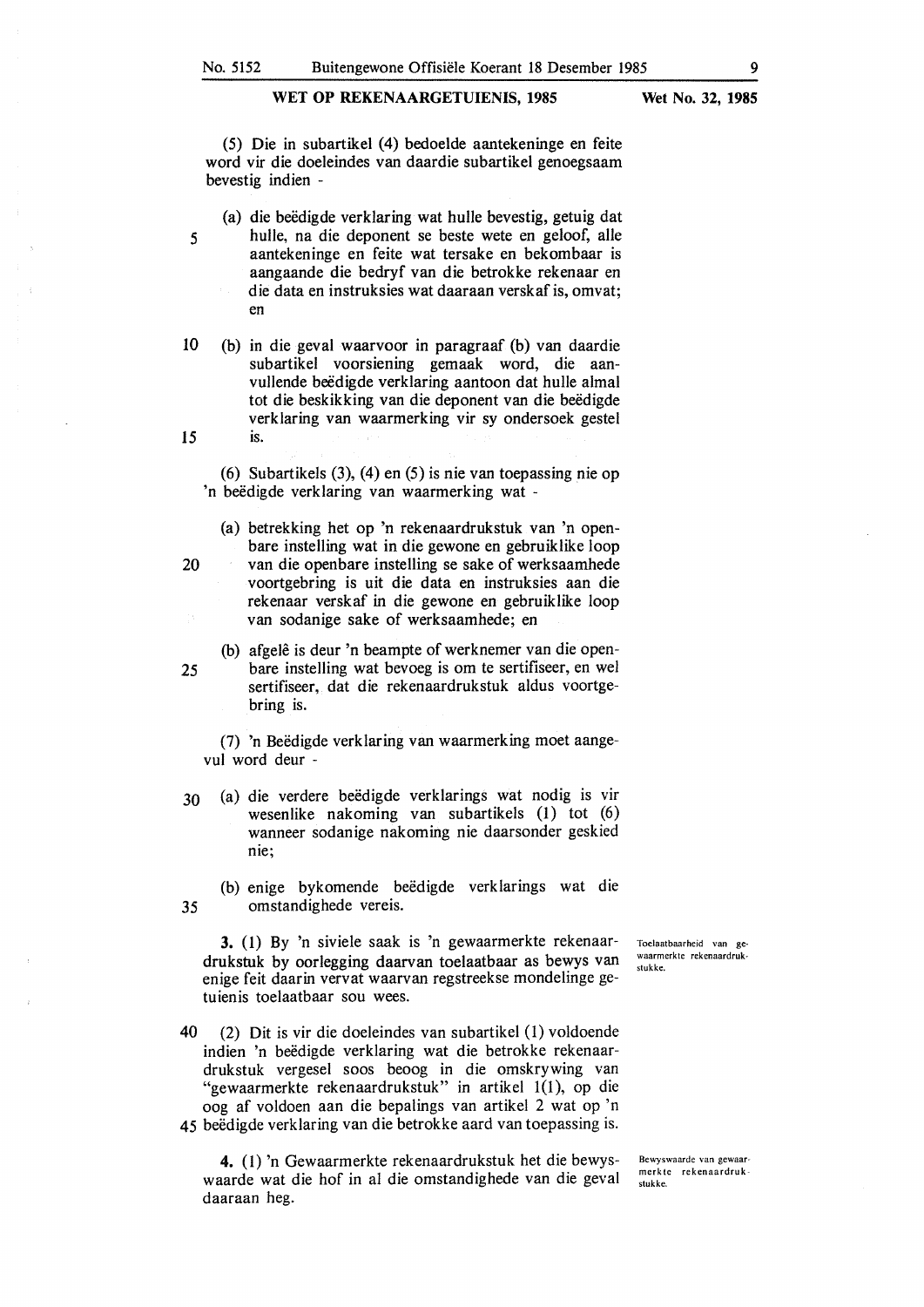(5) Die in subartikel (4) bedoelde aantekeninge en feite word vir die doeleindes van daardie subartikel genoegsaam bevestig indien -

(a) die beëdigde verklaring wat hulle bevestig, getuig dat hulle, na die deponent se beste wete en geloof, alle aantekeninge en feite wat tersake en bekombaar is aangaande die bedryf van die betrokke rekenaar en die data en instruksies wat daaraan verskaf is, omvat; en

(b) in die geval waarvoor in paragraaf (b) van daardie subartikel voorsiening gemaak word, die aanvullende beëdigde verklaring aantoon dat hulle almal tot die beskikking van die deponent van die beëdigde verklaring van waarmerking vir sy ondersoek gestel is.

(6) Subartikels (3), (4) en (5) is nie van toepassing nie op 'n beëdigde verklaring van waarmerking wat -

(a) betrekking het op 'n rekenaardrukstuk van 'n openbare instelling wat in die gewone en gebruiklike loop van die openbare instelling se sake of werksaamhede voortgebring is uit die data en instruksies aan die rekenaar verskaf in die gewone en gebruiklike loop van sodanige sake of werksaamhede; en

(b) afgelê is deur 'n beampte of werknemer van die openbare instelling wat bevoeg is om te sertifiseer, en wel sertifiseer, dat die rekenaardrukstuk aldus voortgebring is.

(7) 'n Beëdigde verklaring van waarmerking moet aangevul word deur -

(a) die verdere beëdigde verklarings wat nodig is vir wesenlike nakoming van subartikels (1) tot (6) wanneer sodanige nakoming nie daarsonder geskied nie;

(b) enige bykomende beëdigde verklarings wat die omstandighede vereis.

*Toelaatbaarheid van gewaarmerkte rekenaardrukstukke.*

**3.** (1) By 'n siviele saak is 'n gewaarmerkte rekenaardrukstuk by oorlegging daarvan toelaatbaar as bewys van enige feit daarin vervat waarvan regstreekse mondelinge getuienis toelaatbaar sou wees.

(2) Dit is vir die doeleindes van subartikel (1) voldoende indien 'n beëdigde verklaring wat die betrokke rekenaardrukstuk vergesel soos beoog in die omskrywing van "gewaarmerkte rekenaardrukstuk" in artikel 1(1), op die oog af voldoen aan die bepalings van artikel 2 wat op 'n beëdigde verklaring van die betrokke aard van toepassing is.

*Bewyswaarde van gewaarmerkte rekenaardrukstukke.*

**4.** (1) 'n Gewaarmerkte rekenaardrukstuk het die bewyswaarde wat die hof in al die omstandighede van die geval daaraan heg.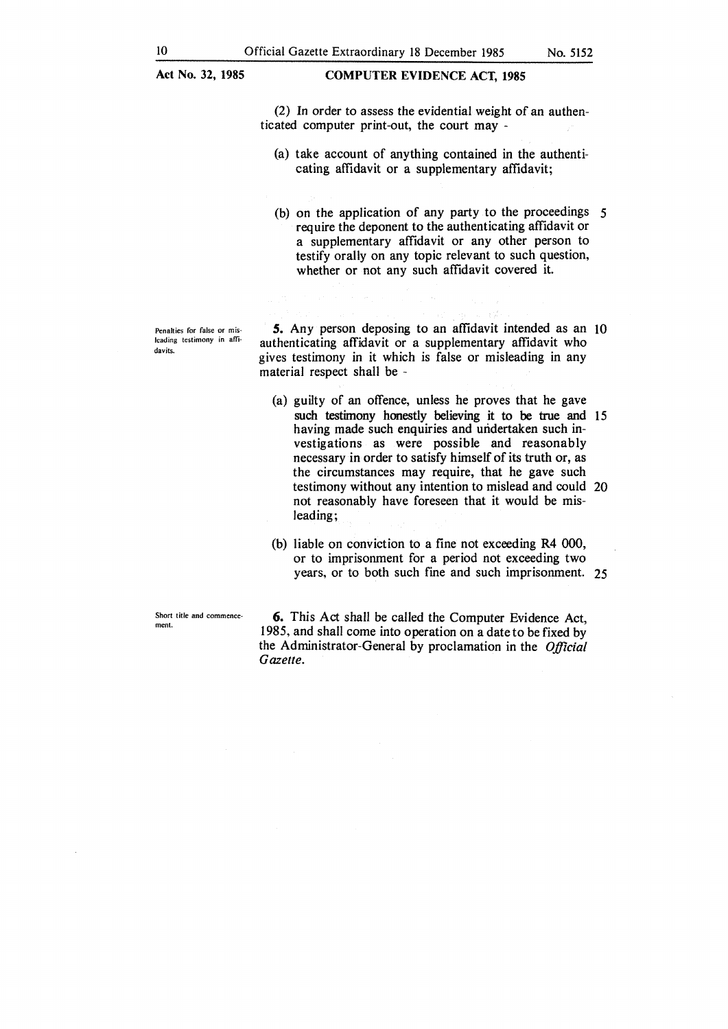(2) In order to assess the evidential weight of an authenticated computer print-out, the court may -

(a) take account of anything contained in the authenticating affidavit or a supplementary affidavit;

(b) on the application of any party to the proceedings require the deponent to the authenticating affidavit or a supplementary affidavit or any other person to testify orally on any topic relevant to such question, whether or not any such affidavit covered it.

Penalties for false or misleading testimony in affidavits.

**5.** Any person deposing to an affidavit intended as an authenticating affidavit or a supplementary affidavit who gives testimony in it which is false or misleading in any material respect shall be -

(a) guilty of an offence, unless he proves that he gave such testimony honestly believing it to be true and having made such enquiries and undertaken such investigations as were possible and reasonably necessary in order to satisfy himself of its truth or, as the circumstances may require, that he gave such testimony without any intention to mislead and could not reasonably have foreseen that it would be misleading;

(b) liable on conviction to a fine not exceeding R4 000, or to imprisonment for a period not exceeding two years, or to both such fine and such imprisonment.

Short title and commencement.

**6.** This Act shall be called the Computer Evidence Act, 1985, and shall come into operation on a date to be fixed by the Administrator-General by proclamation in the *Official Gazette*.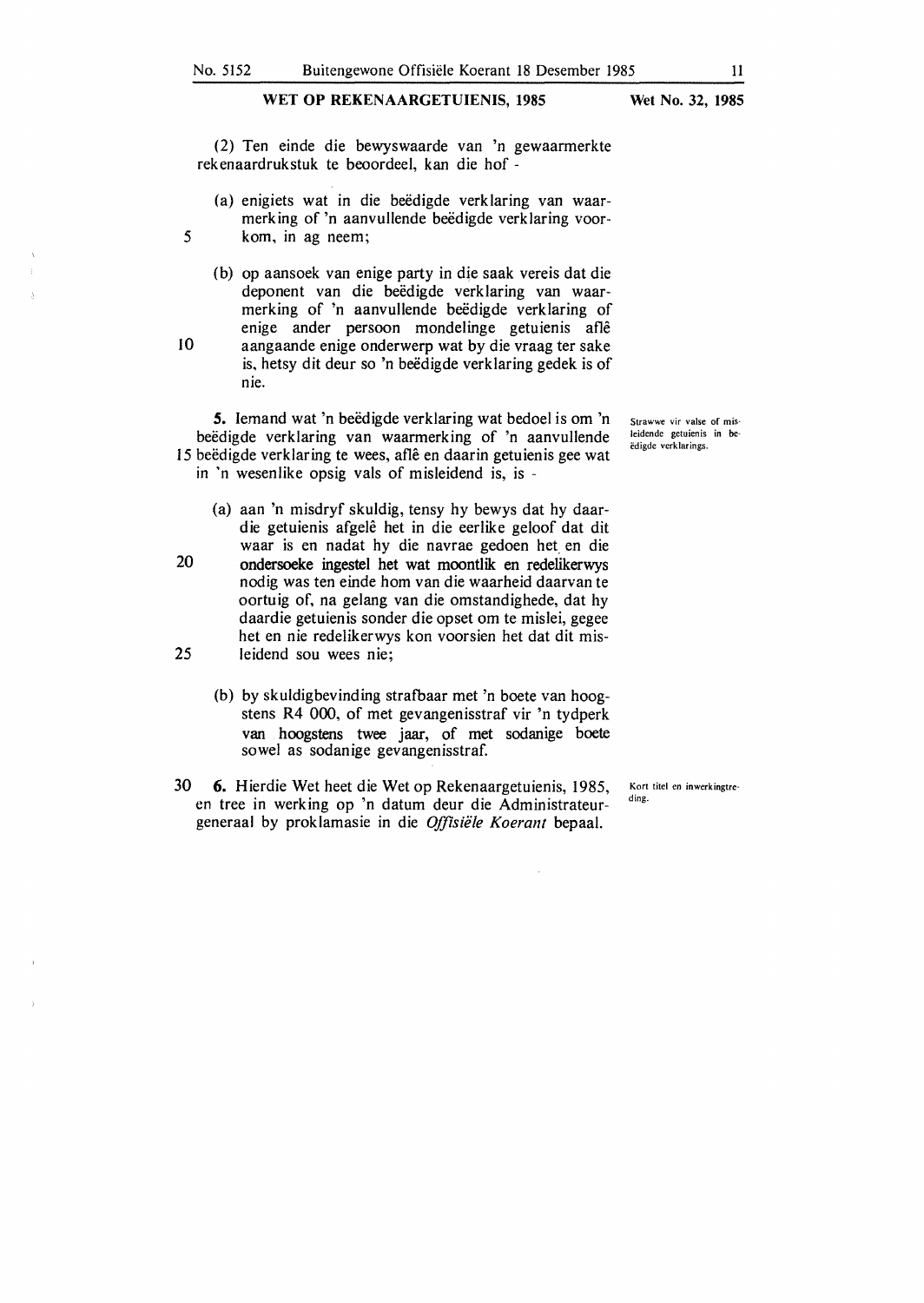(2) Ten einde die bewyswaarde van 'n gewaarmerkte rekenaardrukstuk te beoordeel, kan die hof -

(a) enigiets wat in die beëdigde verklaring van waarmerking of 'n aanvullende beëdigde verklaring voorkom, in ag neem;

(b) op aansoek van enige party in die saak vereis dat die deponent van die beëdigde verklaring van waarmerking of 'n aanvullende beëdigde verklaring of enige ander persoon mondelinge getuienis aflê aangaande enige onderwerp wat by die vraag ter sake is, hetsy dit deur so 'n beëdigde verklaring gedek is of nie.

Strawwe vir valse of misleidende getuienis in beëdigde verklarings.

**5.** Iemand wat 'n beëdigde verklaring wat bedoel is om 'n beëdigde verklaring van waarmerking of 'n aanvullende beëdigde verklaring te wees, aflê en daarin getuienis gee wat in 'n wesenlike opsig vals of misleidend is, is -

(a) aan 'n misdryf skuldig, tensy hy bewys dat hy daardie getuienis afgelê het in die eerlike geloof dat dit waar is en nadat hy die navrae gedoen het en die ondersoeke ingestel het wat moontlik en redelikerwys nodig was ten einde hom van die waarheid daarvan te oortuig of, na gelang van die omstandighede, dat hy daardie getuienis sonder die opset om te mislei, gegee het en nie redelikerwys kon voorsien het dat dit misleidend sou wees nie;

(b) by skuldigbevinding strafbaar met 'n boete van hoogstens R4 000, of met gevangenisstraf vir 'n tydperk van hoogstens twee jaar, of met sodanige boete sowel as sodanige gevangenisstraf.

Kort titel en inwerkingtreding.

**6.** Hierdie Wet heet die Wet op Rekenaargetuienis, 1985, en tree in werking op 'n datum deur die Administrateur-generaal by proklamasie in die *Offisiële Koerant* bepaal.